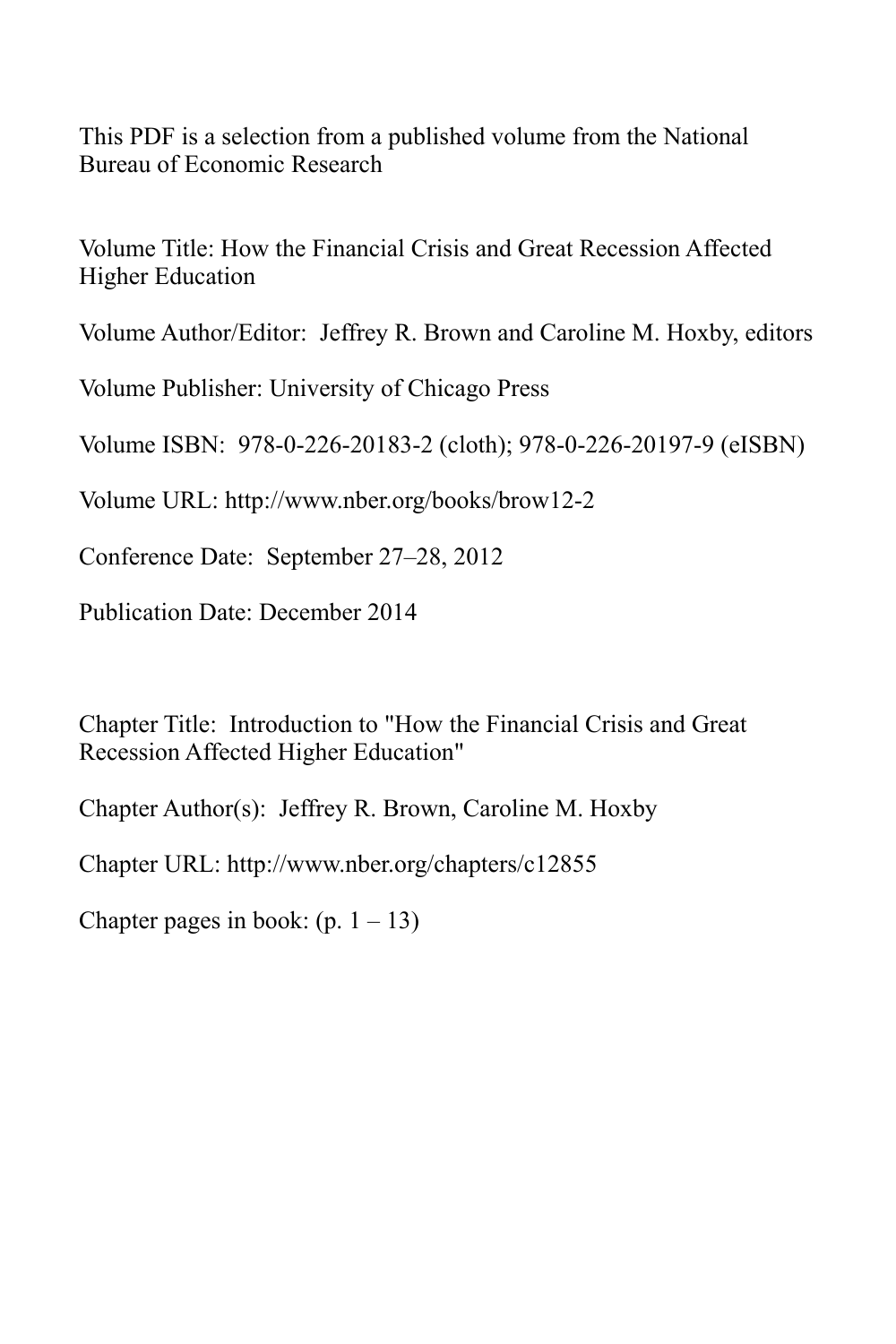This PDF is a selection from a published volume from the National Bureau of Economic Research

Volume Title: How the Financial Crisis and Great Recession Affected Higher Education

Volume Author/Editor: Jeffrey R. Brown and Caroline M. Hoxby, editors

Volume Publisher: University of Chicago Press

Volume ISBN: 978-0-226-20183-2 (cloth); 978-0-226-20197-9 (eISBN)

Volume URL: http://www.nber.org/books/brow12-2

Conference Date: September 27–28, 2012

Publication Date: December 2014

Chapter Title: Introduction to "How the Financial Crisis and Great Recession Affected Higher Education"

Chapter Author(s): Jeffrey R. Brown, Caroline M. Hoxby

Chapter URL: http://www.nber.org/chapters/c12855

Chapter pages in book: (p. 1 – 13)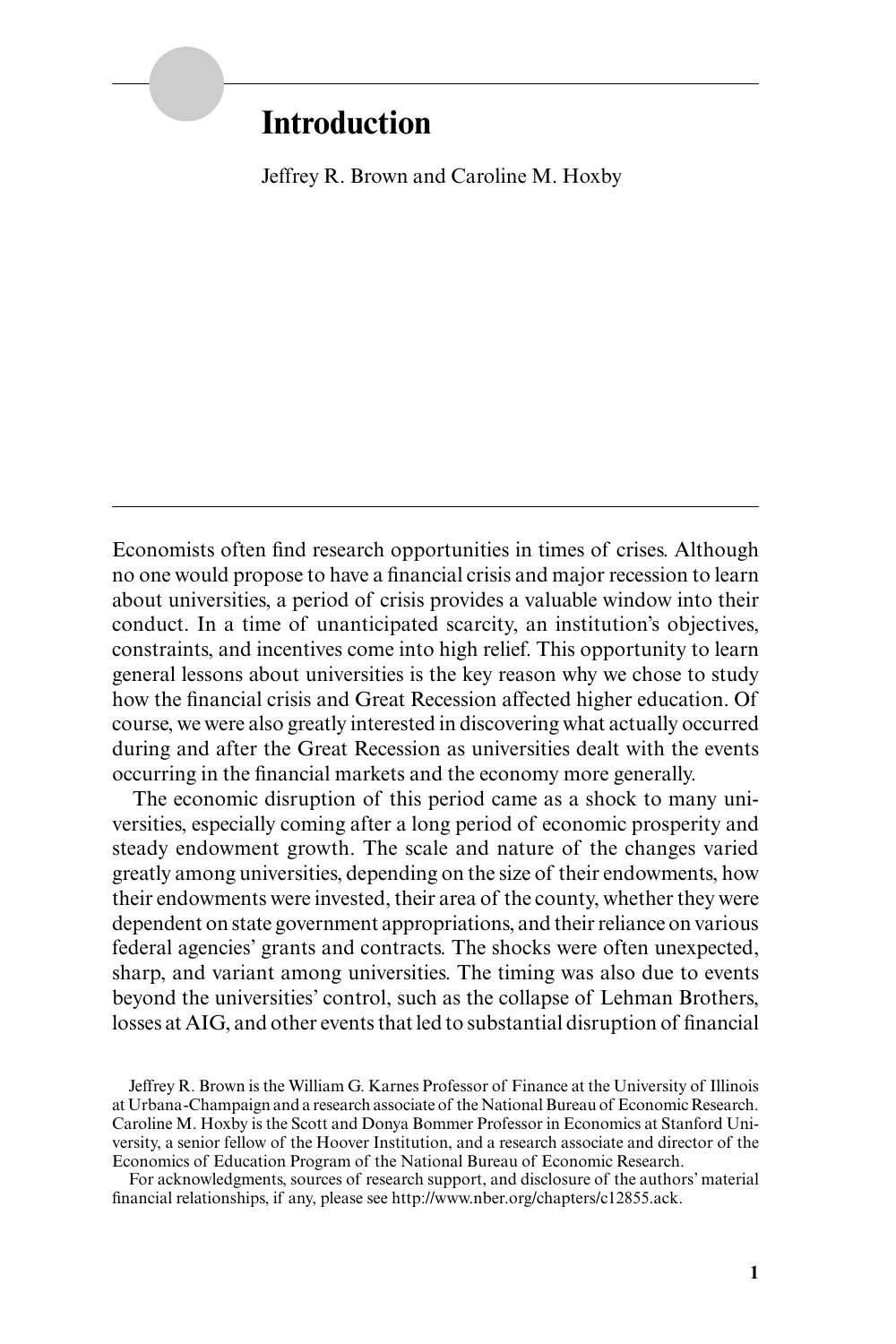# Introduction

Jeffrey R. Brown and Caroline M. Hoxby

Economists often find research opportunities in times of crises. Although no one would propose to have a financial crisis and major recession to learn about universities, a period of crisis provides a valuable window into their conduct. In a time of unanticipated scarcity, an institution's objectives, constraints, and incentives come into high relief. This opportunity to learn general lessons about universities is the key reason why we chose to study how the financial crisis and Great Recession affected higher education. Of course, we were also greatly interested in discovering what actually occurred during and after the Great Recession as universities dealt with the events occurring in the financial markets and the economy more generally.

The economic disruption of this period came as a shock to many universities, especially coming after a long period of economic prosperity and steady endowment growth. The scale and nature of the changes varied greatly among universities, depending on the size of their endowments, how their endowments were invested, their area of the county, whether they were dependent on state government appropriations, and their reliance on various federal agencies' grants and contracts. The shocks were often unexpected, sharp, and variant among universities. The timing was also due to events beyond the universities' control, such as the collapse of Lehman Brothers, losses at AIG, and other events that led to substantial disruption of financial

Jeffrey R. Brown is the William G. Karnes Professor of Finance at the University of Illinois at Urbana-Champaign and a research associate of the National Bureau of Economic Research. Caroline M. Hoxby is the Scott and Donya Bommer Professor in Economics at Stanford University, a senior fellow of the Hoover Institution, and a research associate and director of the Economics of Education Program of the National Bureau of Economic Research.

For acknowledgments, sources of research support, and disclosure of the authors' material financial relationships, if any, please see http://www.nber.org/chapters/c12855.ack.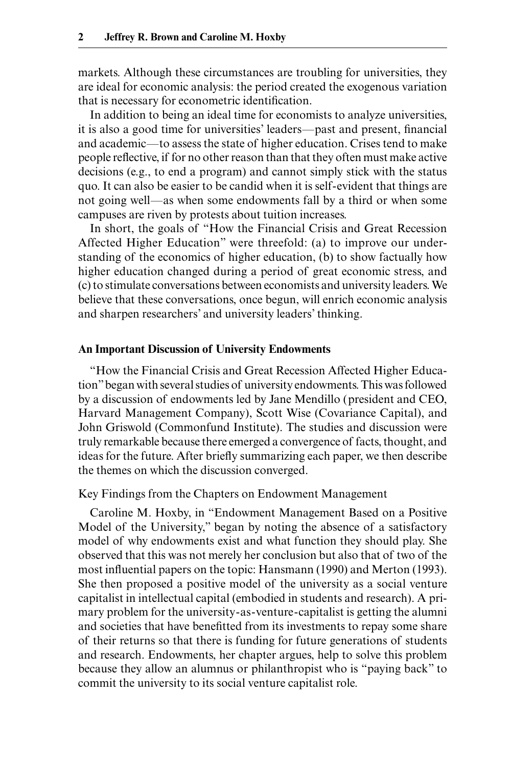markets. Although these circumstances are troubling for universities, they are ideal for economic analysis: the period created the exogenous variation that is necessary for econometric identification.

In addition to being an ideal time for economists to analyze universities, it is also a good time for universities' leaders—past and present, financial and academic—to assess the state of higher education. Crises tend to make people reflective, if for no other reason than that they often must make active decisions (e.g., to end a program) and cannot simply stick with the status quo. It can also be easier to be candid when it is self-evident that things are not going well—as when some endowments fall by a third or when some campuses are riven by protests about tuition increases.

In short, the goals of "How the Financial Crisis and Great Recession Affected Higher Education" were threefold: (a) to improve our understanding of the economics of higher education, (b) to show factually how higher education changed during a period of great economic stress, and (c) to stimulate conversations between economists and university leaders. We believe that these conversations, once begun, will enrich economic analysis and sharpen researchers' and university leaders' thinking.

## An Important Discussion of University Endowments

"How the Financial Crisis and Great Recession Affected Higher Education" began with several studies of university endowments. This was followed by a discussion of endowments led by Jane Mendillo (president and CEO, Harvard Management Company), Scott Wise (Covariance Capital), and John Griswold (Commonfund Institute). The studies and discussion were truly remarkable because there emerged a convergence of facts, thought, and ideas for the future. After briefly summarizing each paper, we then describe the themes on which the discussion converged.

### Key Findings from the Chapters on Endowment Management

Caroline M. Hoxby, in "Endowment Management Based on a Positive Model of the University," began by noting the absence of a satisfactory model of why endowments exist and what function they should play. She observed that this was not merely her conclusion but also that of two of the most influential papers on the topic: Hansmann (1990) and Merton (1993). She then proposed a positive model of the university as a social venture capitalist in intellectual capital (embodied in students and research). A primary problem for the university-as-venture-capitalist is getting the alumni and societies that have benefitted from its investments to repay some share of their returns so that there is funding for future generations of students and research. Endowments, her chapter argues, help to solve this problem because they allow an alumnus or philanthropist who is "paying back" to commit the university to its social venture capitalist role.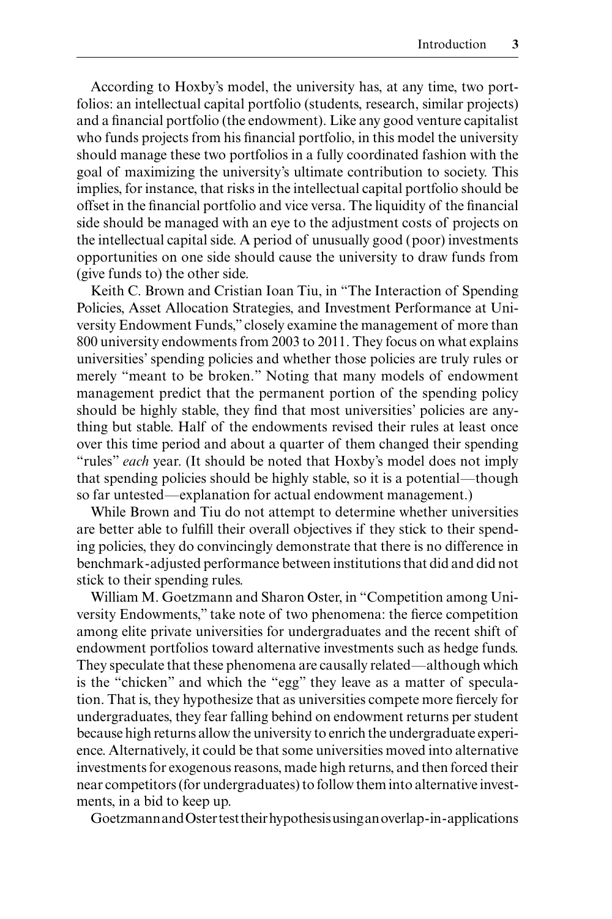According to Hoxby's model, the university has, at any time, two portfolios: an intellectual capital portfolio (students, research, similar projects) and a financial portfolio (the endowment). Like any good venture capitalist who funds projects from his financial portfolio, in this model the university should manage these two portfolios in a fully coordinated fashion with the goal of maximizing the university's ultimate contribution to society. This implies, for instance, that risks in the intellectual capital portfolio should be offset in the financial portfolio and vice versa. The liquidity of the financial side should be managed with an eye to the adjustment costs of projects on the intellectual capital side. A period of unusually good (poor) investments opportunities on one side should cause the university to draw funds from (give funds to) the other side.

Keith C. Brown and Cristian Ioan Tiu, in "The Interaction of Spending Policies, Asset Allocation Strategies, and Investment Performance at University Endowment Funds," closely examine the management of more than 800 university endowments from 2003 to 2011. They focus on what explains universities' spending policies and whether those policies are truly rules or merely "meant to be broken." Noting that many models of endowment management predict that the permanent portion of the spending policy should be highly stable, they find that most universities' policies are anything but stable. Half of the endowments revised their rules at least once over this time period and about a quarter of them changed their spending "rules" *each* year. (It should be noted that Hoxby's model does not imply that spending policies should be highly stable, so it is a potential—though so far untested—explanation for actual endowment management.)

While Brown and Tiu do not attempt to determine whether universities are better able to fulfill their overall objectives if they stick to their spending policies, they do convincingly demonstrate that there is no difference in benchmark-adjusted performance between institutions that did and did not stick to their spending rules.

William M. Goetzmann and Sharon Oster, in "Competition among University Endowments," take note of two phenomena: the fierce competition among elite private universities for undergraduates and the recent shift of endowment portfolios toward alternative investments such as hedge funds. They speculate that these phenomena are causally related—although which is the "chicken" and which the "egg" they leave as a matter of speculation. That is, they hypothesize that as universities compete more fiercely for undergraduates, they fear falling behind on endowment returns per student because high returns allow the university to enrich the undergraduate experience. Alternatively, it could be that some universities moved into alternative investments for exogenous reasons, made high returns, and then forced their near competitors (for undergraduates) to follow them into alternative investments, in a bid to keep up.

Goetzmann and Oster test their hypothesis using an overlap-in-applications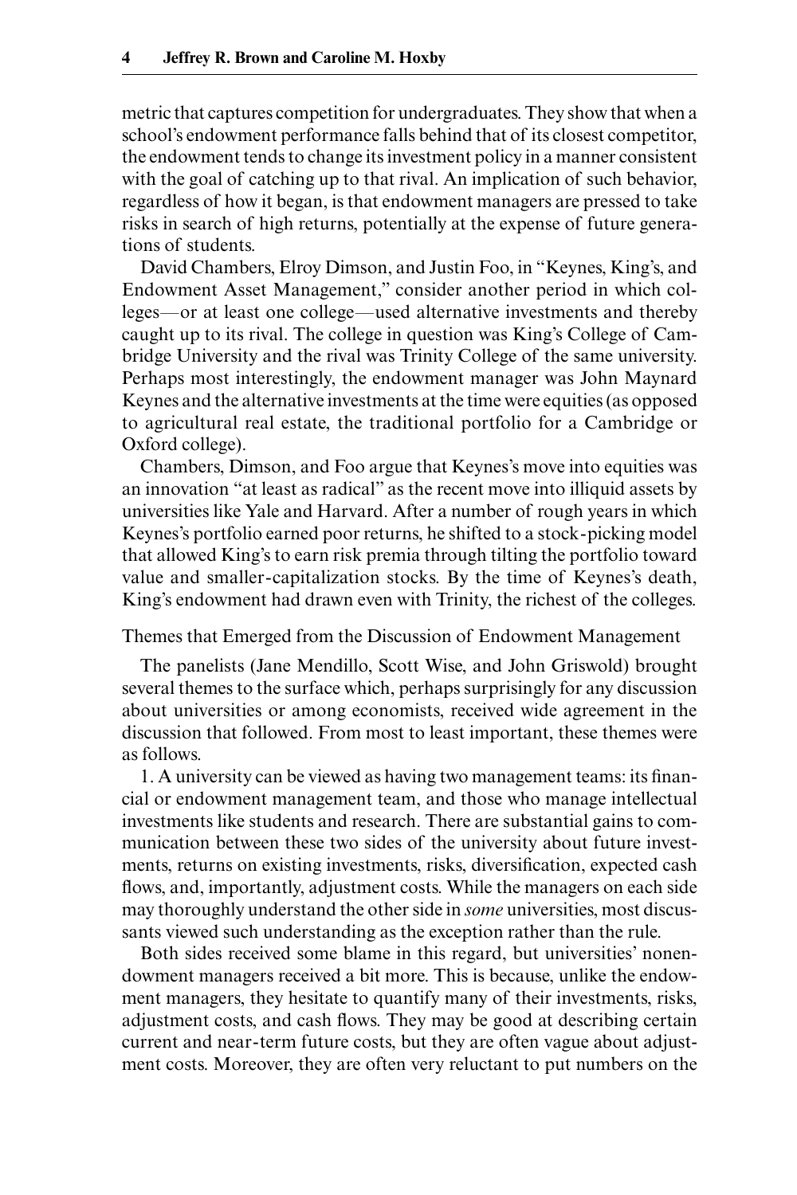metric that captures competition for undergraduates. They show that when a school's endowment performance falls behind that of its closest competitor, the endowment tends to change its investment policy in a manner consistent with the goal of catching up to that rival. An implication of such behavior, regardless of how it began, is that endowment managers are pressed to take risks in search of high returns, potentially at the expense of future generations of students.

David Chambers, Elroy Dimson, and Justin Foo, in "Keynes, King's, and Endowment Asset Management," consider another period in which colleges—or at least one college—used alternative investments and thereby caught up to its rival. The college in question was King's College of Cambridge University and the rival was Trinity College of the same university. Perhaps most interestingly, the endowment manager was John Maynard Keynes and the alternative investments at the time were equities (as opposed to agricultural real estate, the traditional portfolio for a Cambridge or Oxford college).

Chambers, Dimson, and Foo argue that Keynes's move into equities was an innovation "at least as radical" as the recent move into illiquid assets by universities like Yale and Harvard. After a number of rough years in which Keynes's portfolio earned poor returns, he shifted to a stock-picking model that allowed King's to earn risk premia through tilting the portfolio toward value and smaller-capitalization stocks. By the time of Keynes's death, King's endowment had drawn even with Trinity, the richest of the colleges.

### Themes that Emerged from the Discussion of Endowment Management

The panelists (Jane Mendillo, Scott Wise, and John Griswold) brought several themes to the surface which, perhaps surprisingly for any discussion about universities or among economists, received wide agreement in the discussion that followed. From most to least important, these themes were as follows.

1. A university can be viewed as having two management teams: its financial or endowment management team, and those who manage intellectual investments like students and research. There are substantial gains to communication between these two sides of the university about future investments, returns on existing investments, risks, diversification, expected cash flows, and, importantly, adjustment costs. While the managers on each side may thoroughly understand the other side in *some* universities, most discussants viewed such understanding as the exception rather than the rule.

Both sides received some blame in this regard, but universities' nonendowment managers received a bit more. This is because, unlike the endowment managers, they hesitate to quantify many of their investments, risks, adjustment costs, and cash flows. They may be good at describing certain current and near-term future costs, but they are often vague about adjustment costs. Moreover, they are often very reluctant to put numbers on the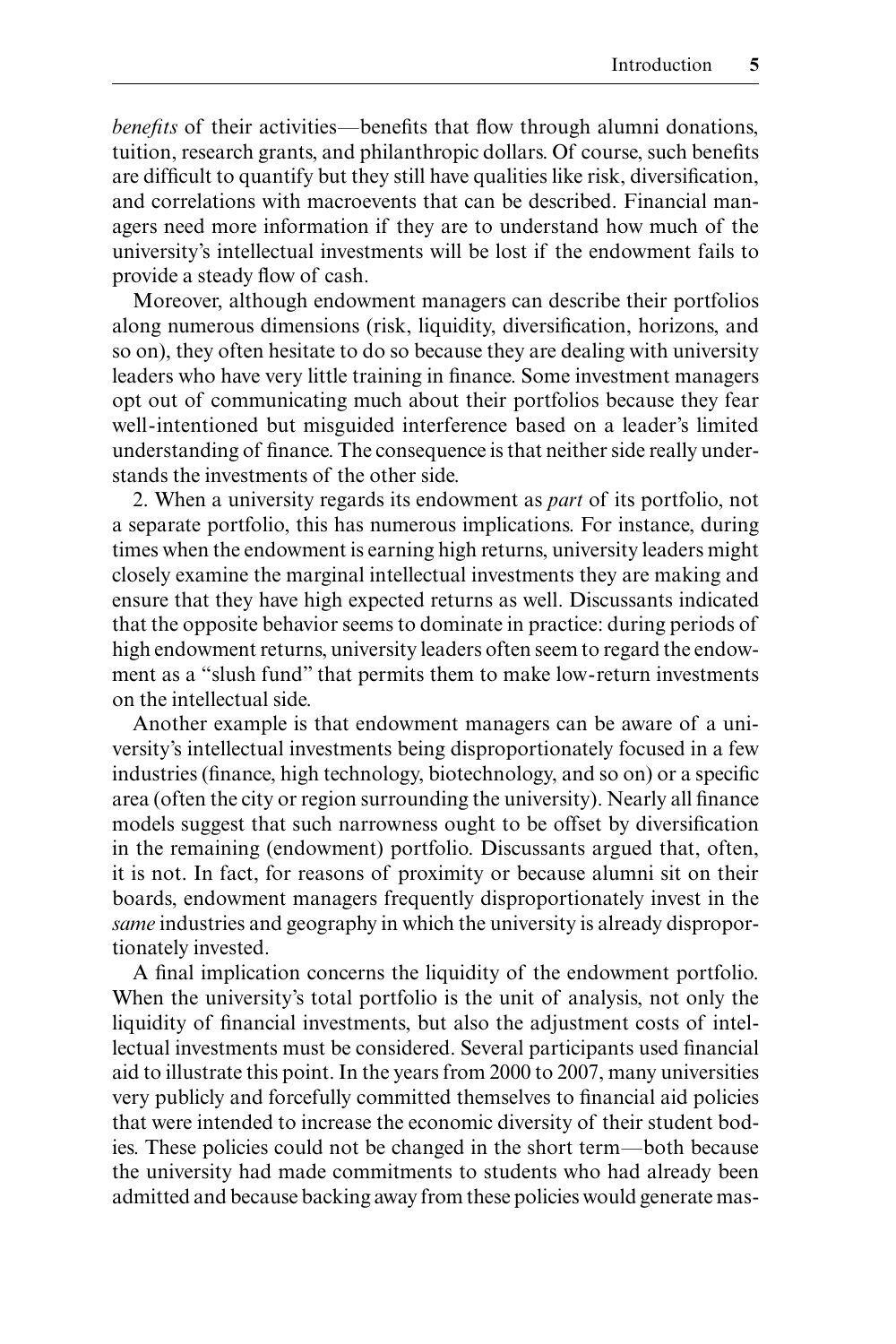*benefits* of their activities—benefits that flow through alumni donations, tuition, research grants, and philanthropic dollars. Of course, such benefits are difficult to quantify but they still have qualities like risk, diversification, and correlations with macroevents that can be described. Financial managers need more information if they are to understand how much of the university's intellectual investments will be lost if the endowment fails to provide a steady flow of cash.

Moreover, although endowment managers can describe their portfolios along numerous dimensions (risk, liquidity, diversification, horizons, and so on), they often hesitate to do so because they are dealing with university leaders who have very little training in finance. Some investment managers opt out of communicating much about their portfolios because they fear well-intentioned but misguided interference based on a leader's limited understanding of finance. The consequence is that neither side really understands the investments of the other side.

2. When a university regards its endowment as *part* of its portfolio, not a separate portfolio, this has numerous implications. For instance, during times when the endowment is earning high returns, university leaders might closely examine the marginal intellectual investments they are making and ensure that they have high expected returns as well. Discussants indicated that the opposite behavior seems to dominate in practice: during periods of high endowment returns, university leaders often seem to regard the endowment as a "slush fund" that permits them to make low-return investments on the intellectual side.

Another example is that endowment managers can be aware of a university's intellectual investments being disproportionately focused in a few industries (finance, high technology, biotechnology, and so on) or a specific area (often the city or region surrounding the university). Nearly all finance models suggest that such narrowness ought to be offset by diversification in the remaining (endowment) portfolio. Discussants argued that, often, it is not. In fact, for reasons of proximity or because alumni sit on their boards, endowment managers frequently disproportionately invest in the *same* industries and geography in which the university is already disproportionately invested.

A final implication concerns the liquidity of the endowment portfolio. When the university's total portfolio is the unit of analysis, not only the liquidity of financial investments, but also the adjustment costs of intellectual investments must be considered. Several participants used financial aid to illustrate this point. In the years from 2000 to 2007, many universities very publicly and forcefully committed themselves to financial aid policies that were intended to increase the economic diversity of their student bodies. These policies could not be changed in the short term—both because the university had made commitments to students who had already been admitted and because backing away from these policies would generate mas-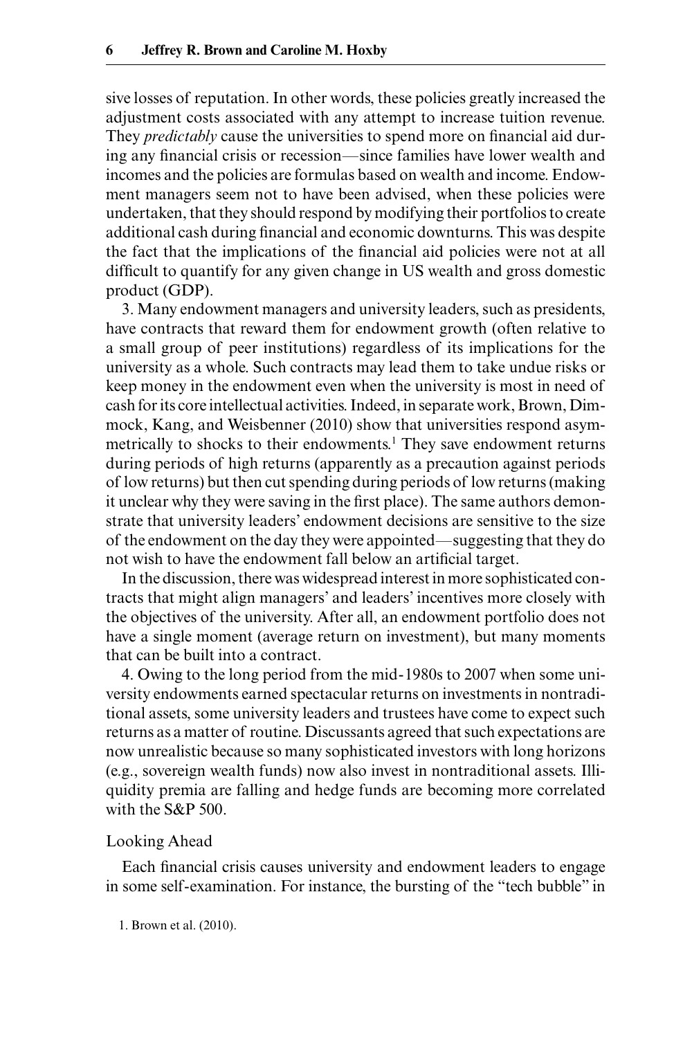sive losses of reputation. In other words, these policies greatly increased the adjustment costs associated with any attempt to increase tuition revenue. They *predictably* cause the universities to spend more on financial aid during any financial crisis or recession—since families have lower wealth and incomes and the policies are formulas based on wealth and income. Endowment managers seem not to have been advised, when these policies were undertaken, that they should respond by modifying their portfolios to create additional cash during financial and economic downturns. This was despite the fact that the implications of the financial aid policies were not at all difficult to quantify for any given change in US wealth and gross domestic product (GDP).

3. Many endowment managers and university leaders, such as presidents, have contracts that reward them for endowment growth (often relative to a small group of peer institutions) regardless of its implications for the university as a whole. Such contracts may lead them to take undue risks or keep money in the endowment even when the university is most in need of cash for its core intellectual activities. Indeed, in separate work, Brown, Dimmock, Kang, and Weisbenner (2010) show that universities respond asymmetrically to shocks to their endowments.[1] They save endowment returns during periods of high returns (apparently as a precaution against periods of low returns) but then cut spending during periods of low returns (making it unclear why they were saving in the first place). The same authors demonstrate that university leaders' endowment decisions are sensitive to the size of the endowment on the day they were appointed—suggesting that they do not wish to have the endowment fall below an artificial target.

In the discussion, there was widespread interest in more sophisticated contracts that might align managers' and leaders' incentives more closely with the objectives of the university. After all, an endowment portfolio does not have a single moment (average return on investment), but many moments that can be built into a contract.

4. Owing to the long period from the mid-1980s to 2007 when some university endowments earned spectacular returns on investments in nontraditional assets, some university leaders and trustees have come to expect such returns as a matter of routine. Discussants agreed that such expectations are now unrealistic because so many sophisticated investors with long horizons (e.g., sovereign wealth funds) now also invest in nontraditional assets. Illiquidity premia are falling and hedge funds are becoming more correlated with the S&P 500.

## Looking Ahead

Each financial crisis causes university and endowment leaders to engage in some self-examination. For instance, the bursting of the "tech bubble" in

1. Brown et al. (2010).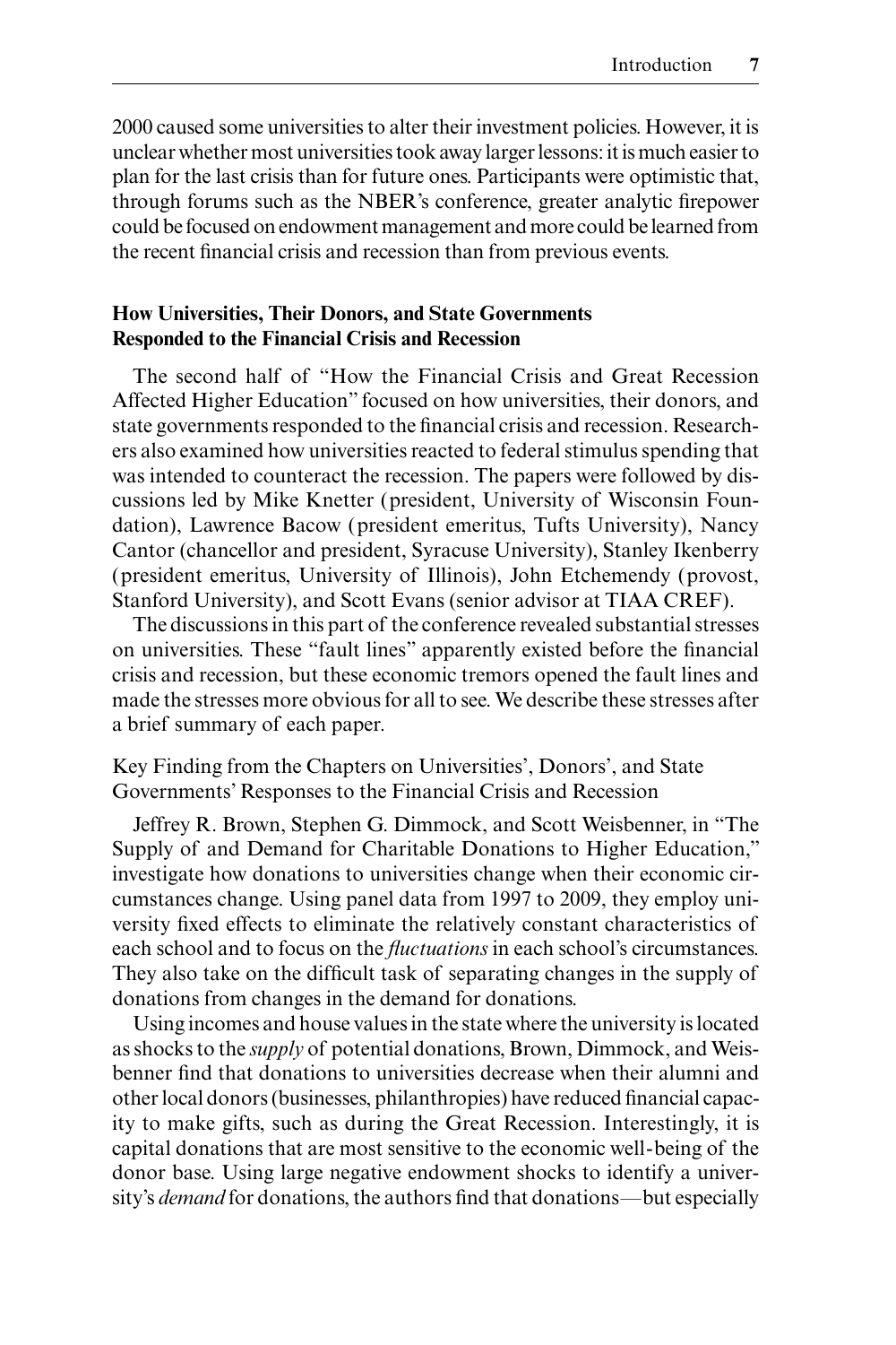2000 caused some universities to alter their investment policies. However, it is unclear whether most universities took away larger lessons: it is much easier to plan for the last crisis than for future ones. Participants were optimistic that, through forums such as the NBER's conference, greater analytic firepower could be focused on endowment management and more could be learned from the recent financial crisis and recession than from previous events.

## How Universities, Their Donors, and State Governments Responded to the Financial Crisis and Recession

The second half of "How the Financial Crisis and Great Recession Affected Higher Education" focused on how universities, their donors, and state governments responded to the financial crisis and recession. Researchers also examined how universities reacted to federal stimulus spending that was intended to counteract the recession. The papers were followed by discussions led by Mike Knetter (president, University of Wisconsin Foundation), Lawrence Bacow (president emeritus, Tufts University), Nancy Cantor (chancellor and president, Syracuse University), Stanley Ikenberry (president emeritus, University of Illinois), John Etchemendy (provost, Stanford University), and Scott Evans (senior advisor at TIAA CREF).

The discussions in this part of the conference revealed substantial stresses on universities. These "fault lines" apparently existed before the financial crisis and recession, but these economic tremors opened the fault lines and made the stresses more obvious for all to see. We describe these stresses after a brief summary of each paper.

### Key Finding from the Chapters on Universities', Donors', and State Governments' Responses to the Financial Crisis and Recession

Jeffrey R. Brown, Stephen G. Dimmock, and Scott Weisbenner, in "The Supply of and Demand for Charitable Donations to Higher Education," investigate how donations to universities change when their economic circumstances change. Using panel data from 1997 to 2009, they employ university fixed effects to eliminate the relatively constant characteristics of each school and to focus on the *fluctuations* in each school's circumstances. They also take on the difficult task of separating changes in the supply of donations from changes in the demand for donations.

Using incomes and house values in the state where the university is located as shocks to the *supply* of potential donations, Brown, Dimmock, and Weisbenner find that donations to universities decrease when their alumni and other local donors (businesses, philanthropies) have reduced financial capacity to make gifts, such as during the Great Recession. Interestingly, it is capital donations that are most sensitive to the economic well-being of the donor base. Using large negative endowment shocks to identify a university's *demand* for donations, the authors find that donations—but especially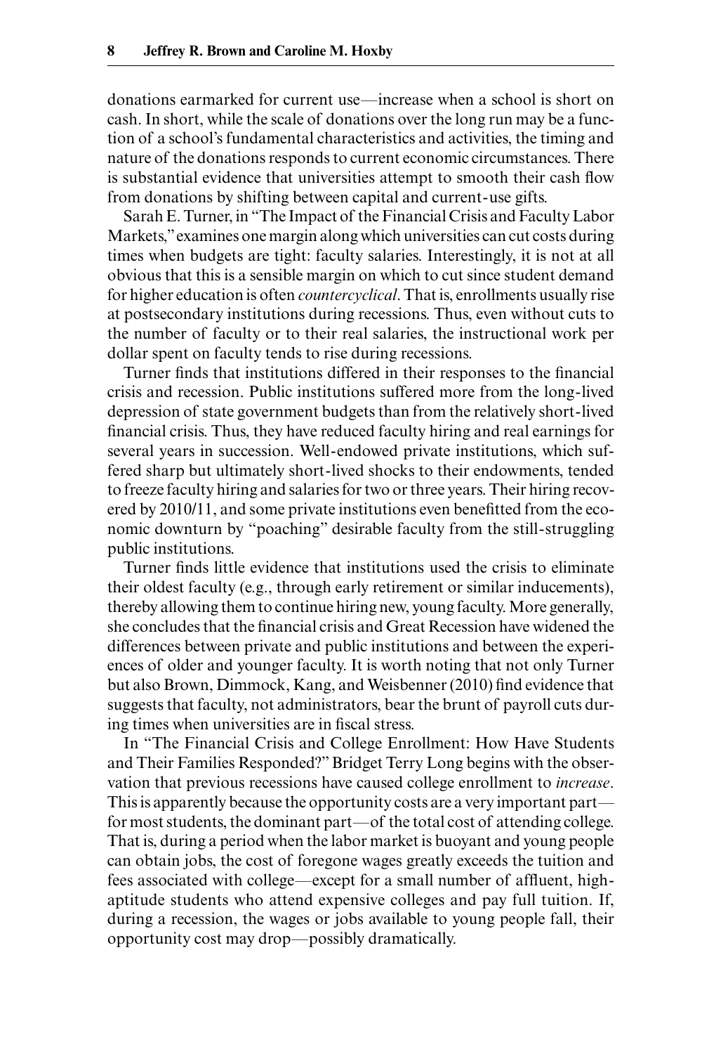donations earmarked for current use—increase when a school is short on cash. In short, while the scale of donations over the long run may be a function of a school's fundamental characteristics and activities, the timing and nature of the donations responds to current economic circumstances. There is substantial evidence that universities attempt to smooth their cash flow from donations by shifting between capital and current-use gifts.

Sarah E. Turner, in "The Impact of the Financial Crisis and Faculty Labor Markets," examines one margin along which universities can cut costs during times when budgets are tight: faculty salaries. Interestingly, it is not at all obvious that this is a sensible margin on which to cut since student demand for higher education is often *countercyclical*. That is, enrollments usually rise at postsecondary institutions during recessions. Thus, even without cuts to the number of faculty or to their real salaries, the instructional work per dollar spent on faculty tends to rise during recessions.

Turner finds that institutions differed in their responses to the financial crisis and recession. Public institutions suffered more from the long-lived depression of state government budgets than from the relatively short-lived financial crisis. Thus, they have reduced faculty hiring and real earnings for several years in succession. Well-endowed private institutions, which suffered sharp but ultimately short-lived shocks to their endowments, tended to freeze faculty hiring and salaries for two or three years. Their hiring recovered by 2010/11, and some private institutions even benefitted from the economic downturn by "poaching" desirable faculty from the still-struggling public institutions.

Turner finds little evidence that institutions used the crisis to eliminate their oldest faculty (e.g., through early retirement or similar inducements), thereby allowing them to continue hiring new, young faculty. More generally, she concludes that the financial crisis and Great Recession have widened the differences between private and public institutions and between the experiences of older and younger faculty. It is worth noting that not only Turner but also Brown, Dimmock, Kang, and Weisbenner (2010) find evidence that suggests that faculty, not administrators, bear the brunt of payroll cuts during times when universities are in fiscal stress.

In "The Financial Crisis and College Enrollment: How Have Students and Their Families Responded?" Bridget Terry Long begins with the observation that previous recessions have caused college enrollment to *increase*. This is apparently because the opportunity costs are a very important part—for most students, the dominant part—of the total cost of attending college. That is, during a period when the labor market is buoyant and young people can obtain jobs, the cost of foregone wages greatly exceeds the tuition and fees associated with college—except for a small number of affluent, high-aptitude students who attend expensive colleges and pay full tuition. If, during a recession, the wages or jobs available to young people fall, their opportunity cost may drop—possibly dramatically.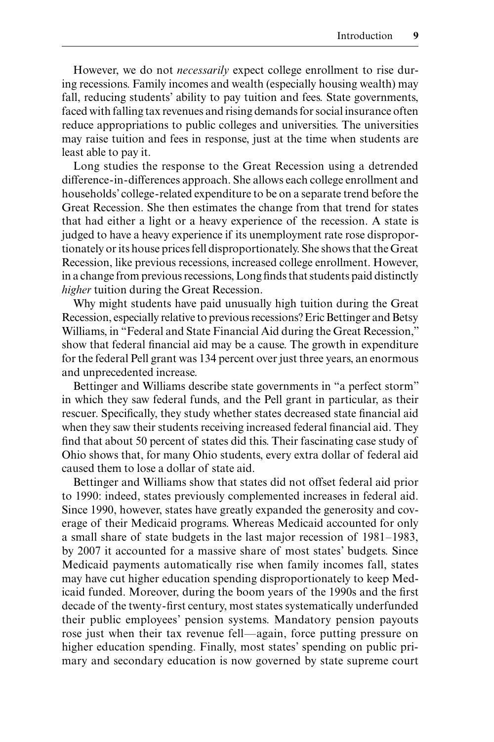However, we do not *necessarily* expect college enrollment to rise during recessions. Family incomes and wealth (especially housing wealth) may fall, reducing students' ability to pay tuition and fees. State governments, faced with falling tax revenues and rising demands for social insurance often reduce appropriations to public colleges and universities. The universities may raise tuition and fees in response, just at the time when students are least able to pay it.

Long studies the response to the Great Recession using a detrended difference-in-differences approach. She allows each college enrollment and households' college-related expenditure to be on a separate trend before the Great Recession. She then estimates the change from that trend for states that had either a light or a heavy experience of the recession. A state is judged to have a heavy experience if its unemployment rate rose disproportionately or its house prices fell disproportionately. She shows that the Great Recession, like previous recessions, increased college enrollment. However, in a change from previous recessions, Long finds that students paid distinctly *higher* tuition during the Great Recession.

Why might students have paid unusually high tuition during the Great Recession, especially relative to previous recessions? Eric Bettinger and Betsy Williams, in "Federal and State Financial Aid during the Great Recession," show that federal financial aid may be a cause. The growth in expenditure for the federal Pell grant was 134 percent over just three years, an enormous and unprecedented increase.

Bettinger and Williams describe state governments in "a perfect storm" in which they saw federal funds, and the Pell grant in particular, as their rescuer. Specifically, they study whether states decreased state financial aid when they saw their students receiving increased federal financial aid. They find that about 50 percent of states did this. Their fascinating case study of Ohio shows that, for many Ohio students, every extra dollar of federal aid caused them to lose a dollar of state aid.

Bettinger and Williams show that states did not offset federal aid prior to 1990: indeed, states previously complemented increases in federal aid. Since 1990, however, states have greatly expanded the generosity and coverage of their Medicaid programs. Whereas Medicaid accounted for only a small share of state budgets in the last major recession of 1981–1983, by 2007 it accounted for a massive share of most states' budgets. Since Medicaid payments automatically rise when family incomes fall, states may have cut higher education spending disproportionately to keep Medicaid funded. Moreover, during the boom years of the 1990s and the first decade of the twenty-first century, most states systematically underfunded their public employees' pension systems. Mandatory pension payouts rose just when their tax revenue fell—again, force putting pressure on higher education spending. Finally, most states' spending on public primary and secondary education is now governed by state supreme court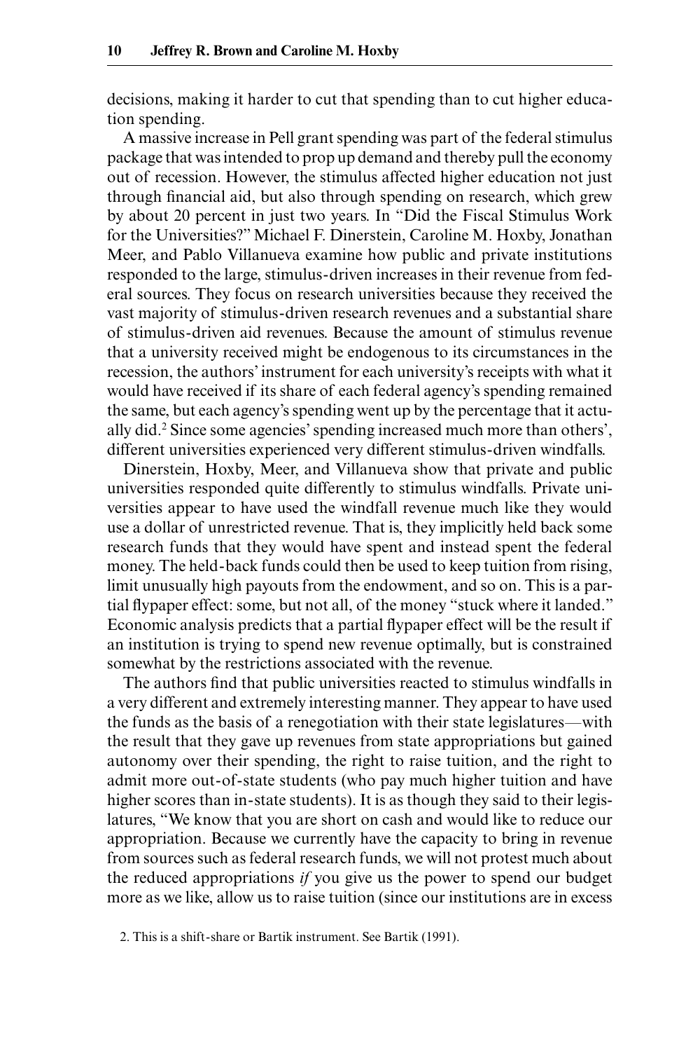decisions, making it harder to cut that spending than to cut higher education spending.

A massive increase in Pell grant spending was part of the federal stimulus package that was intended to prop up demand and thereby pull the economy out of recession. However, the stimulus affected higher education not just through financial aid, but also through spending on research, which grew by about 20 percent in just two years. In "Did the Fiscal Stimulus Work for the Universities?" Michael F. Dinerstein, Caroline M. Hoxby, Jonathan Meer, and Pablo Villanueva examine how public and private institutions responded to the large, stimulus-driven increases in their revenue from federal sources. They focus on research universities because they received the vast majority of stimulus-driven research revenues and a substantial share of stimulus-driven aid revenues. Because the amount of stimulus revenue that a university received might be endogenous to its circumstances in the recession, the authors' instrument for each university's receipts with what it would have received if its share of each federal agency's spending remained the same, but each agency's spending went up by the percentage that it actually did.[2] Since some agencies' spending increased much more than others', different universities experienced very different stimulus-driven windfalls.

Dinerstein, Hoxby, Meer, and Villanueva show that private and public universities responded quite differently to stimulus windfalls. Private universities appear to have used the windfall revenue much like they would use a dollar of unrestricted revenue. That is, they implicitly held back some research funds that they would have spent and instead spent the federal money. The held-back funds could then be used to keep tuition from rising, limit unusually high payouts from the endowment, and so on. This is a partial flypaper effect: some, but not all, of the money "stuck where it landed." Economic analysis predicts that a partial flypaper effect will be the result if an institution is trying to spend new revenue optimally, but is constrained somewhat by the restrictions associated with the revenue.

The authors find that public universities reacted to stimulus windfalls in a very different and extremely interesting manner. They appear to have used the funds as the basis of a renegotiation with their state legislatures—with the result that they gave up revenues from state appropriations but gained autonomy over their spending, the right to raise tuition, and the right to admit more out-of-state students (who pay much higher tuition and have higher scores than in-state students). It is as though they said to their legislatures, "We know that you are short on cash and would like to reduce our appropriation. Because we currently have the capacity to bring in revenue from sources such as federal research funds, we will not protest much about the reduced appropriations *if* you give us the power to spend our budget more as we like, allow us to raise tuition (since our institutions are in excess

2. This is a shift-share or Bartik instrument. See Bartik (1991).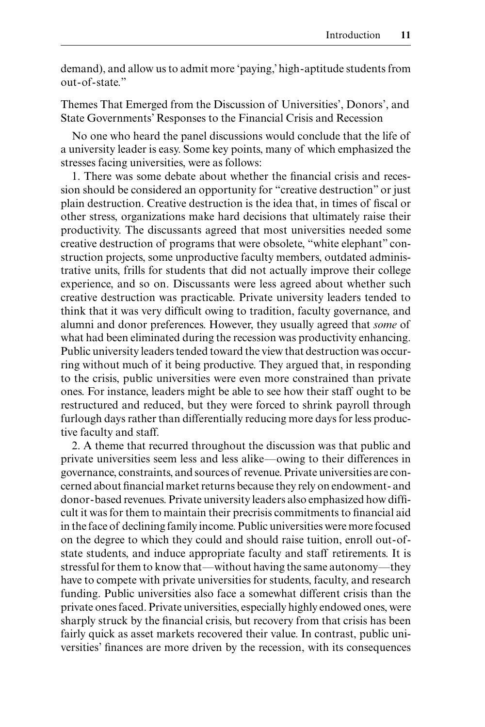demand), and allow us to admit more 'paying,' high-aptitude students from out-of-state."

### Themes That Emerged from the Discussion of Universities', Donors', and State Governments' Responses to the Financial Crisis and Recession

No one who heard the panel discussions would conclude that the life of a university leader is easy. Some key points, many of which emphasized the stresses facing universities, were as follows:

1. There was some debate about whether the financial crisis and recession should be considered an opportunity for "creative destruction" or just plain destruction. Creative destruction is the idea that, in times of fiscal or other stress, organizations make hard decisions that ultimately raise their productivity. The discussants agreed that most universities needed some creative destruction of programs that were obsolete, "white elephant" construction projects, some unproductive faculty members, outdated administrative units, frills for students that did not actually improve their college experience, and so on. Discussants were less agreed about whether such creative destruction was practicable. Private university leaders tended to think that it was very difficult owing to tradition, faculty governance, and alumni and donor preferences. However, they usually agreed that *some* of what had been eliminated during the recession was productivity enhancing. Public university leaders tended toward the view that destruction was occurring without much of it being productive. They argued that, in responding to the crisis, public universities were even more constrained than private ones. For instance, leaders might be able to see how their staff ought to be restructured and reduced, but they were forced to shrink payroll through furlough days rather than differentially reducing more days for less productive faculty and staff.

2. A theme that recurred throughout the discussion was that public and private universities seem less and less alike—owing to their differences in governance, constraints, and sources of revenue. Private universities are concerned about financial market returns because they rely on endowment- and donor-based revenues. Private university leaders also emphasized how difficult it was for them to maintain their precrisis commitments to financial aid in the face of declining family income. Public universities were more focused on the degree to which they could and should raise tuition, enroll out-of-state students, and induce appropriate faculty and staff retirements. It is stressful for them to know that—without having the same autonomy—they have to compete with private universities for students, faculty, and research funding. Public universities also face a somewhat different crisis than the private ones faced. Private universities, especially highly endowed ones, were sharply struck by the financial crisis, but recovery from that crisis has been fairly quick as asset markets recovered their value. In contrast, public universities' finances are more driven by the recession, with its consequences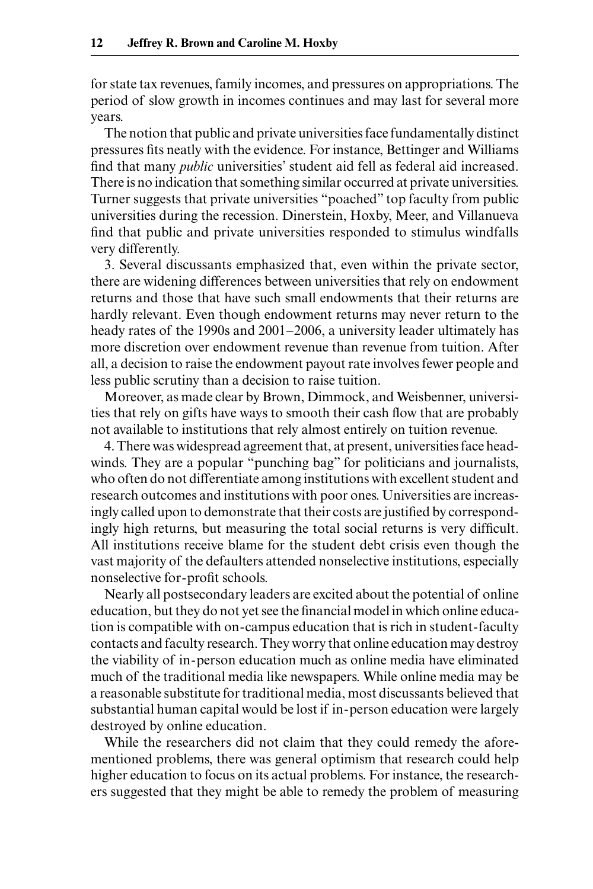for state tax revenues, family incomes, and pressures on appropriations. The period of slow growth in incomes continues and may last for several more years.

The notion that public and private universities face fundamentally distinct pressures fits neatly with the evidence. For instance, Bettinger and Williams find that many *public* universities' student aid fell as federal aid increased. There is no indication that something similar occurred at private universities. Turner suggests that private universities "poached" top faculty from public universities during the recession. Dinerstein, Hoxby, Meer, and Villanueva find that public and private universities responded to stimulus windfalls very differently.

3. Several discussants emphasized that, even within the private sector, there are widening differences between universities that rely on endowment returns and those that have such small endowments that their returns are hardly relevant. Even though endowment returns may never return to the heady rates of the 1990s and 2001–2006, a university leader ultimately has more discretion over endowment revenue than revenue from tuition. After all, a decision to raise the endowment payout rate involves fewer people and less public scrutiny than a decision to raise tuition.

Moreover, as made clear by Brown, Dimmock, and Weisbenner, universities that rely on gifts have ways to smooth their cash flow that are probably not available to institutions that rely almost entirely on tuition revenue.

4. There was widespread agreement that, at present, universities face headwinds. They are a popular "punching bag" for politicians and journalists, who often do not differentiate among institutions with excellent student and research outcomes and institutions with poor ones. Universities are increasingly called upon to demonstrate that their costs are justified by correspondingly high returns, but measuring the total social returns is very difficult. All institutions receive blame for the student debt crisis even though the vast majority of the defaulters attended nonselective institutions, especially nonselective for-profit schools.

Nearly all postsecondary leaders are excited about the potential of online education, but they do not yet see the financial model in which online education is compatible with on-campus education that is rich in student-faculty contacts and faculty research. They worry that online education may destroy the viability of in-person education much as online media have eliminated much of the traditional media like newspapers. While online media may be a reasonable substitute for traditional media, most discussants believed that substantial human capital would be lost if in-person education were largely destroyed by online education.

While the researchers did not claim that they could remedy the aforementioned problems, there was general optimism that research could help higher education to focus on its actual problems. For instance, the researchers suggested that they might be able to remedy the problem of measuring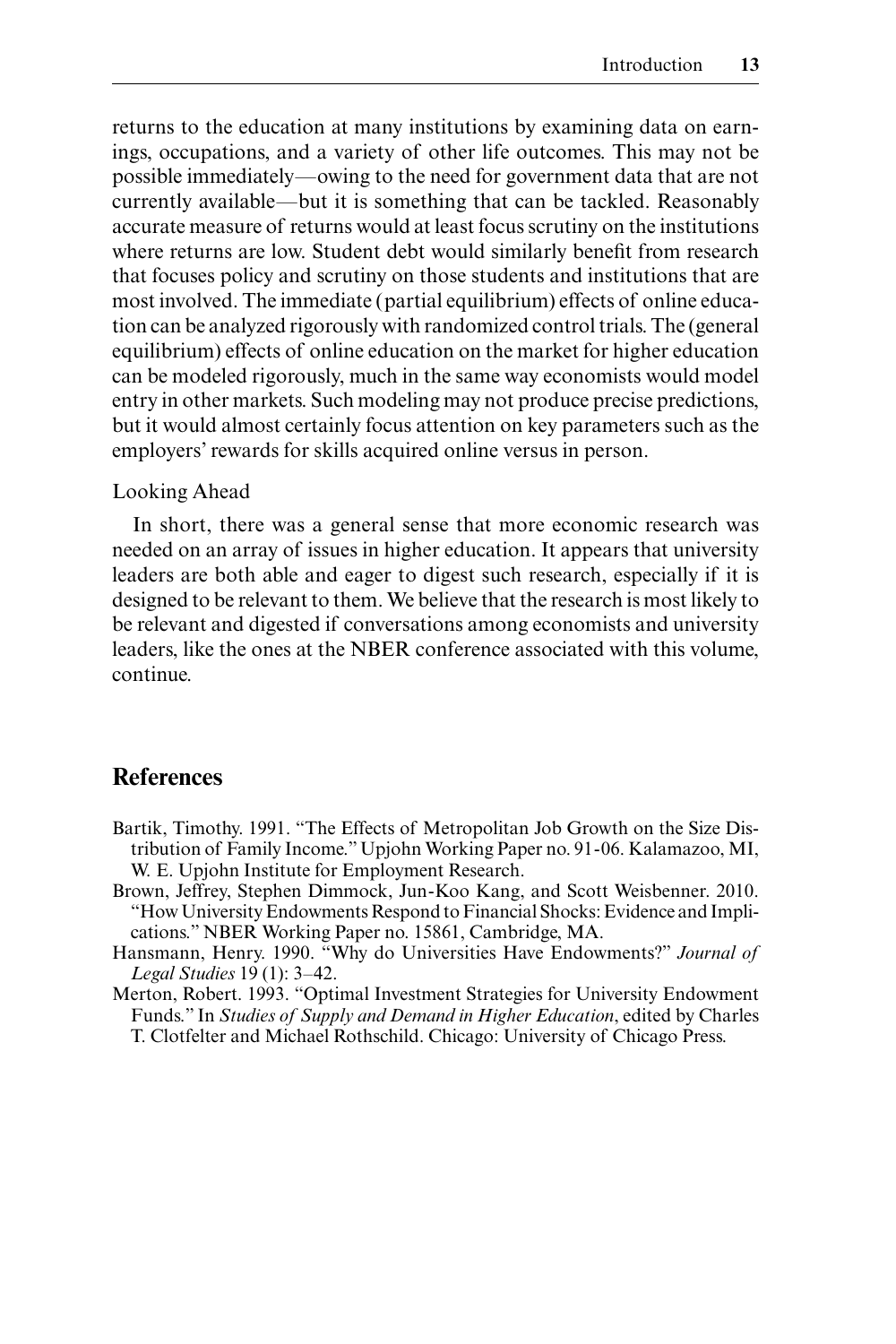returns to the education at many institutions by examining data on earnings, occupations, and a variety of other life outcomes. This may not be possible immediately—owing to the need for government data that are not currently available—but it is something that can be tackled. Reasonably accurate measure of returns would at least focus scrutiny on the institutions where returns are low. Student debt would similarly benefit from research that focuses policy and scrutiny on those students and institutions that are most involved. The immediate (partial equilibrium) effects of online education can be analyzed rigorously with randomized control trials. The (general equilibrium) effects of online education on the market for higher education can be modeled rigorously, much in the same way economists would model entry in other markets. Such modeling may not produce precise predictions, but it would almost certainly focus attention on key parameters such as the employers' rewards for skills acquired online versus in person.

Looking Ahead

In short, there was a general sense that more economic research was needed on an array of issues in higher education. It appears that university leaders are both able and eager to digest such research, especially if it is designed to be relevant to them. We believe that the research is most likely to be relevant and digested if conversations among economists and university leaders, like the ones at the NBER conference associated with this volume, continue.

## References

Bartik, Timothy. 1991. "The Effects of Metropolitan Job Growth on the Size Distribution of Family Income." Upjohn Working Paper no. 91-06. Kalamazoo, MI, W. E. Upjohn Institute for Employment Research.

Brown, Jeffrey, Stephen Dimmock, Jun-Koo Kang, and Scott Weisbenner. 2010. "How University Endowments Respond to Financial Shocks: Evidence and Implications." NBER Working Paper no. 15861, Cambridge, MA.

Hansmann, Henry. 1990. "Why do Universities Have Endowments?" *Journal of Legal Studies* 19 (1): 3–42.

Merton, Robert. 1993. "Optimal Investment Strategies for University Endowment Funds." In *Studies of Supply and Demand in Higher Education*, edited by Charles T. Clotfelter and Michael Rothschild. Chicago: University of Chicago Press.